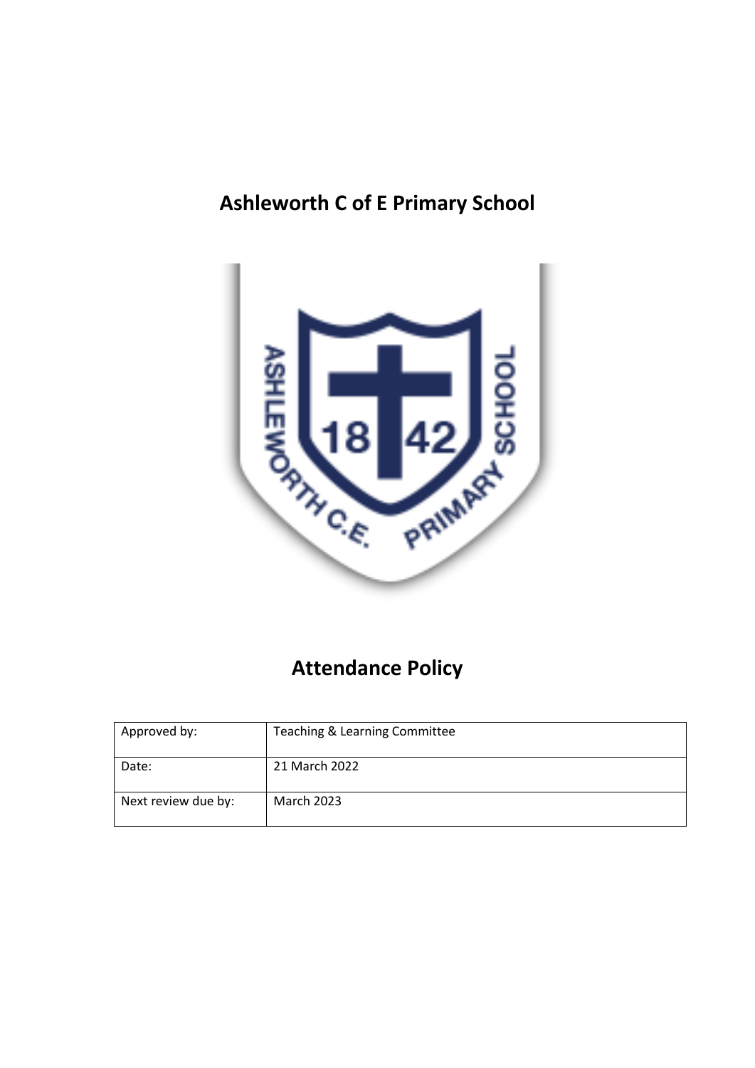# Ashleworth C of E Primary School

# Attendance Policy

| Approved by: | Teaching & Learning Committee |
|---|---|
| Date: | 21 March 2022 |
| Next review due by: | March 2023 |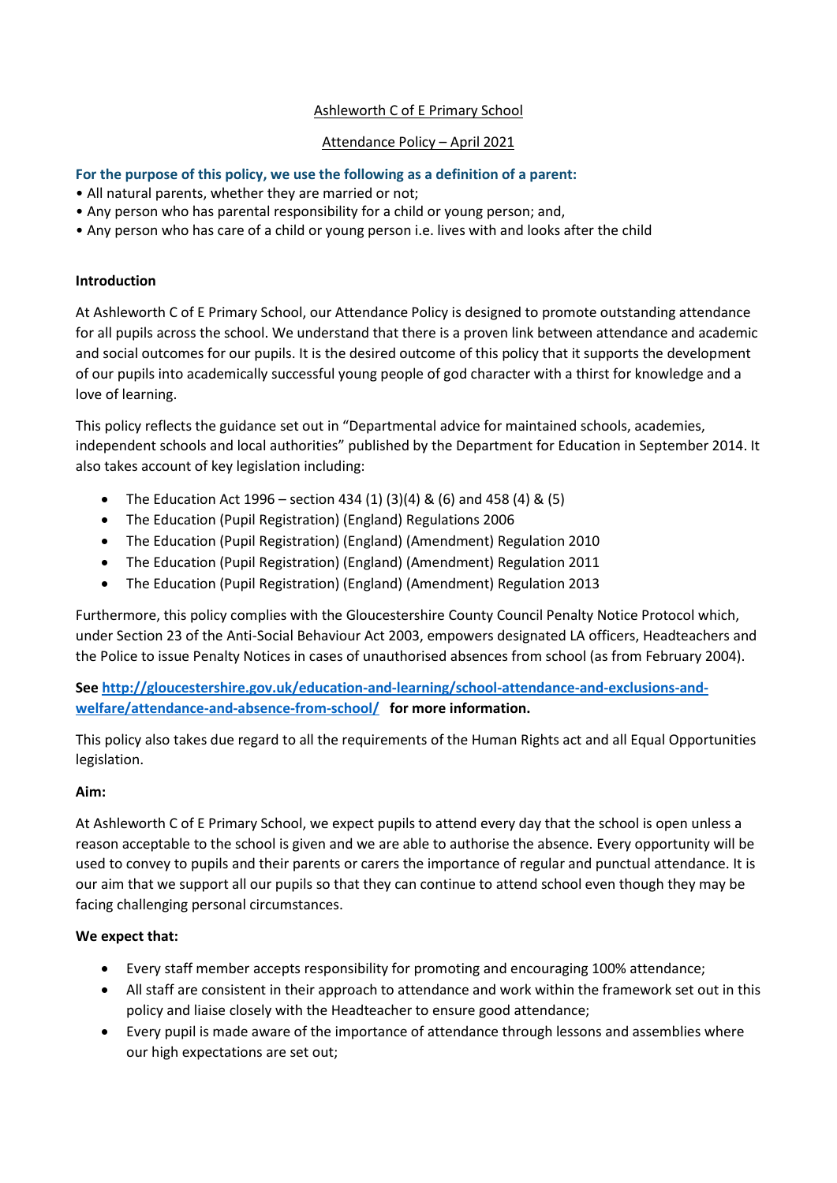Ashleworth C of E Primary School

Attendance Policy – April 2021

**For the purpose of this policy, we use the following as a definition of a parent:**

- All natural parents, whether they are married or not;
- Any person who has parental responsibility for a child or young person; and,
- Any person who has care of a child or young person i.e. lives with and looks after the child

**Introduction**

At Ashleworth C of E Primary School, our Attendance Policy is designed to promote outstanding attendance for all pupils across the school. We understand that there is a proven link between attendance and academic and social outcomes for our pupils. It is the desired outcome of this policy that it supports the development of our pupils into academically successful young people of god character with a thirst for knowledge and a love of learning.

This policy reflects the guidance set out in "Departmental advice for maintained schools, academies, independent schools and local authorities" published by the Department for Education in September 2014. It also takes account of key legislation including:

- The Education Act 1996 – section 434 (1) (3)(4) & (6) and 458 (4) & (5)
- The Education (Pupil Registration) (England) Regulations 2006
- The Education (Pupil Registration) (England) (Amendment) Regulation 2010
- The Education (Pupil Registration) (England) (Amendment) Regulation 2011
- The Education (Pupil Registration) (England) (Amendment) Regulation 2013

Furthermore, this policy complies with the Gloucestershire County Council Penalty Notice Protocol which, under Section 23 of the Anti-Social Behaviour Act 2003, empowers designated LA officers, Headteachers and the Police to issue Penalty Notices in cases of unauthorised absences from school (as from February 2004).

**See [http://gloucestershire.gov.uk/education-and-learning/school-attendance-and-exclusions-and-welfare/attendance-and-absence-from-school/](http://gloucestershire.gov.uk/education-and-learning/school-attendance-and-exclusions-and-welfare/attendance-and-absence-from-school/) for more information.**

This policy also takes due regard to all the requirements of the Human Rights act and all Equal Opportunities legislation.

**Aim:**

At Ashleworth C of E Primary School, we expect pupils to attend every day that the school is open unless a reason acceptable to the school is given and we are able to authorise the absence. Every opportunity will be used to convey to pupils and their parents or carers the importance of regular and punctual attendance. It is our aim that we support all our pupils so that they can continue to attend school even though they may be facing challenging personal circumstances.

**We expect that:**

- Every staff member accepts responsibility for promoting and encouraging 100% attendance;
- All staff are consistent in their approach to attendance and work within the framework set out in this policy and liaise closely with the Headteacher to ensure good attendance;
- Every pupil is made aware of the importance of attendance through lessons and assemblies where our high expectations are set out;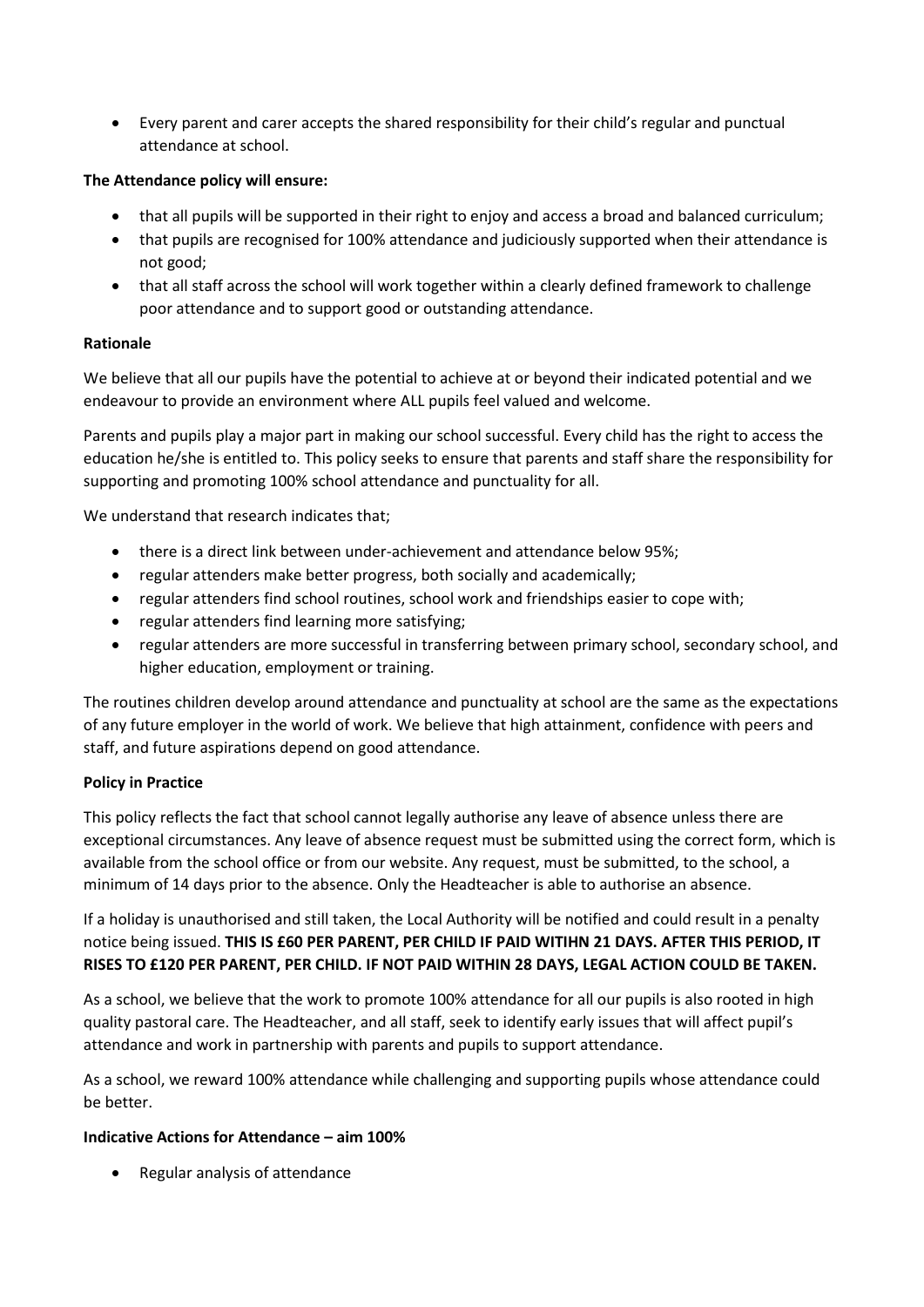- Every parent and carer accepts the shared responsibility for their child's regular and punctual attendance at school.

**The Attendance policy will ensure:**

- that all pupils will be supported in their right to enjoy and access a broad and balanced curriculum;
- that pupils are recognised for 100% attendance and judiciously supported when their attendance is not good;
- that all staff across the school will work together within a clearly defined framework to challenge poor attendance and to support good or outstanding attendance.

**Rationale**

We believe that all our pupils have the potential to achieve at or beyond their indicated potential and we endeavour to provide an environment where ALL pupils feel valued and welcome.

Parents and pupils play a major part in making our school successful. Every child has the right to access the education he/she is entitled to. This policy seeks to ensure that parents and staff share the responsibility for supporting and promoting 100% school attendance and punctuality for all.

We understand that research indicates that;

- there is a direct link between under-achievement and attendance below 95%;
- regular attenders make better progress, both socially and academically;
- regular attenders find school routines, school work and friendships easier to cope with;
- regular attenders find learning more satisfying;
- regular attenders are more successful in transferring between primary school, secondary school, and higher education, employment or training.

The routines children develop around attendance and punctuality at school are the same as the expectations of any future employer in the world of work. We believe that high attainment, confidence with peers and staff, and future aspirations depend on good attendance.

**Policy in Practice**

This policy reflects the fact that school cannot legally authorise any leave of absence unless there are exceptional circumstances. Any leave of absence request must be submitted using the correct form, which is available from the school office or from our website. Any request, must be submitted, to the school, a minimum of 14 days prior to the absence. Only the Headteacher is able to authorise an absence.

If a holiday is unauthorised and still taken, the Local Authority will be notified and could result in a penalty notice being issued. **THIS IS £60 PER PARENT, PER CHILD IF PAID WITIHN 21 DAYS. AFTER THIS PERIOD, IT RISES TO £120 PER PARENT, PER CHILD. IF NOT PAID WITHIN 28 DAYS, LEGAL ACTION COULD BE TAKEN.**

As a school, we believe that the work to promote 100% attendance for all our pupils is also rooted in high quality pastoral care. The Headteacher, and all staff, seek to identify early issues that will affect pupil's attendance and work in partnership with parents and pupils to support attendance.

As a school, we reward 100% attendance while challenging and supporting pupils whose attendance could be better.

**Indicative Actions for Attendance – aim 100%**

- Regular analysis of attendance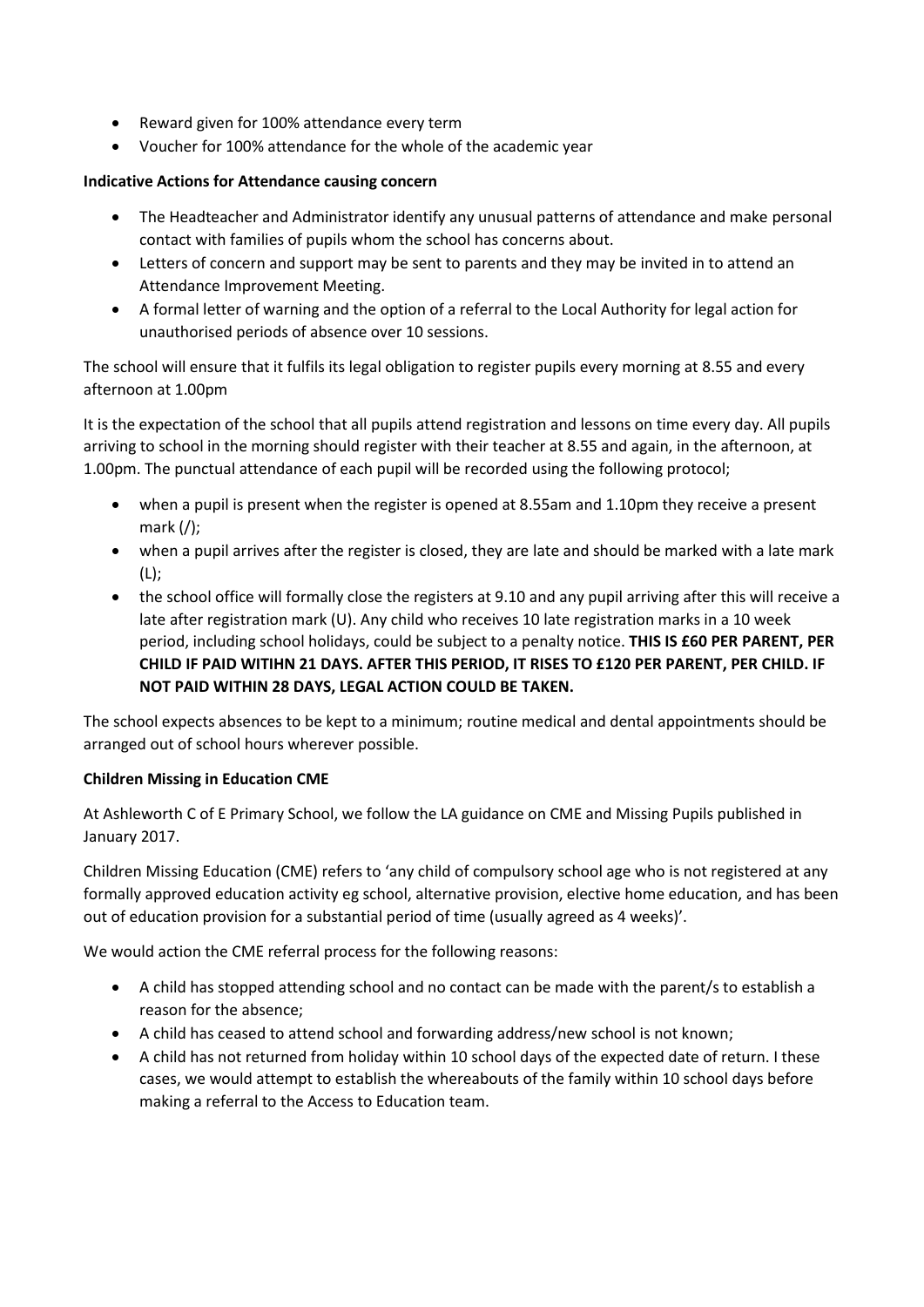- Reward given for 100% attendance every term
- Voucher for 100% attendance for the whole of the academic year

**Indicative Actions for Attendance causing concern**

- The Headteacher and Administrator identify any unusual patterns of attendance and make personal contact with families of pupils whom the school has concerns about.
- Letters of concern and support may be sent to parents and they may be invited in to attend an Attendance Improvement Meeting.
- A formal letter of warning and the option of a referral to the Local Authority for legal action for unauthorised periods of absence over 10 sessions.

The school will ensure that it fulfils its legal obligation to register pupils every morning at 8.55 and every afternoon at 1.00pm

It is the expectation of the school that all pupils attend registration and lessons on time every day. All pupils arriving to school in the morning should register with their teacher at 8.55 and again, in the afternoon, at 1.00pm. The punctual attendance of each pupil will be recorded using the following protocol;

- when a pupil is present when the register is opened at 8.55am and 1.10pm they receive a present mark (/);
- when a pupil arrives after the register is closed, they are late and should be marked with a late mark (L);
- the school office will formally close the registers at 9.10 and any pupil arriving after this will receive a late after registration mark (U). Any child who receives 10 late registration marks in a 10 week period, including school holidays, could be subject to a penalty notice. **THIS IS £60 PER PARENT, PER CHILD IF PAID WITIHN 21 DAYS. AFTER THIS PERIOD, IT RISES TO £120 PER PARENT, PER CHILD. IF NOT PAID WITHIN 28 DAYS, LEGAL ACTION COULD BE TAKEN.**

The school expects absences to be kept to a minimum; routine medical and dental appointments should be arranged out of school hours wherever possible.

**Children Missing in Education CME**

At Ashleworth C of E Primary School, we follow the LA guidance on CME and Missing Pupils published in January 2017.

Children Missing Education (CME) refers to 'any child of compulsory school age who is not registered at any formally approved education activity eg school, alternative provision, elective home education, and has been out of education provision for a substantial period of time (usually agreed as 4 weeks)'.

We would action the CME referral process for the following reasons:

- A child has stopped attending school and no contact can be made with the parent/s to establish a reason for the absence;
- A child has ceased to attend school and forwarding address/new school is not known;
- A child has not returned from holiday within 10 school days of the expected date of return. I these cases, we would attempt to establish the whereabouts of the family within 10 school days before making a referral to the Access to Education team.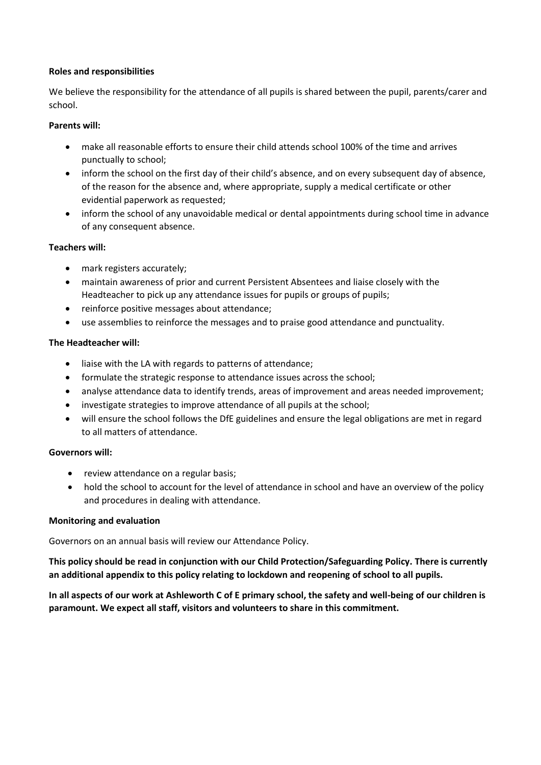**Roles and responsibilities**

We believe the responsibility for the attendance of all pupils is shared between the pupil, parents/carer and school.

**Parents will:**

- make all reasonable efforts to ensure their child attends school 100% of the time and arrives punctually to school;
- inform the school on the first day of their child's absence, and on every subsequent day of absence, of the reason for the absence and, where appropriate, supply a medical certificate or other evidential paperwork as requested;
- inform the school of any unavoidable medical or dental appointments during school time in advance of any consequent absence.

**Teachers will:**

- mark registers accurately;
- maintain awareness of prior and current Persistent Absentees and liaise closely with the Headteacher to pick up any attendance issues for pupils or groups of pupils;
- reinforce positive messages about attendance;
- use assemblies to reinforce the messages and to praise good attendance and punctuality.

**The Headteacher will:**

- liaise with the LA with regards to patterns of attendance;
- formulate the strategic response to attendance issues across the school;
- analyse attendance data to identify trends, areas of improvement and areas needed improvement;
- investigate strategies to improve attendance of all pupils at the school;
- will ensure the school follows the DfE guidelines and ensure the legal obligations are met in regard to all matters of attendance.

**Governors will:**

- review attendance on a regular basis;
- hold the school to account for the level of attendance in school and have an overview of the policy and procedures in dealing with attendance.

**Monitoring and evaluation**

Governors on an annual basis will review our Attendance Policy.

**This policy should be read in conjunction with our Child Protection/Safeguarding Policy. There is currently an additional appendix to this policy relating to lockdown and reopening of school to all pupils.**

**In all aspects of our work at Ashleworth C of E primary school, the safety and well-being of our children is paramount. We expect all staff, visitors and volunteers to share in this commitment.**